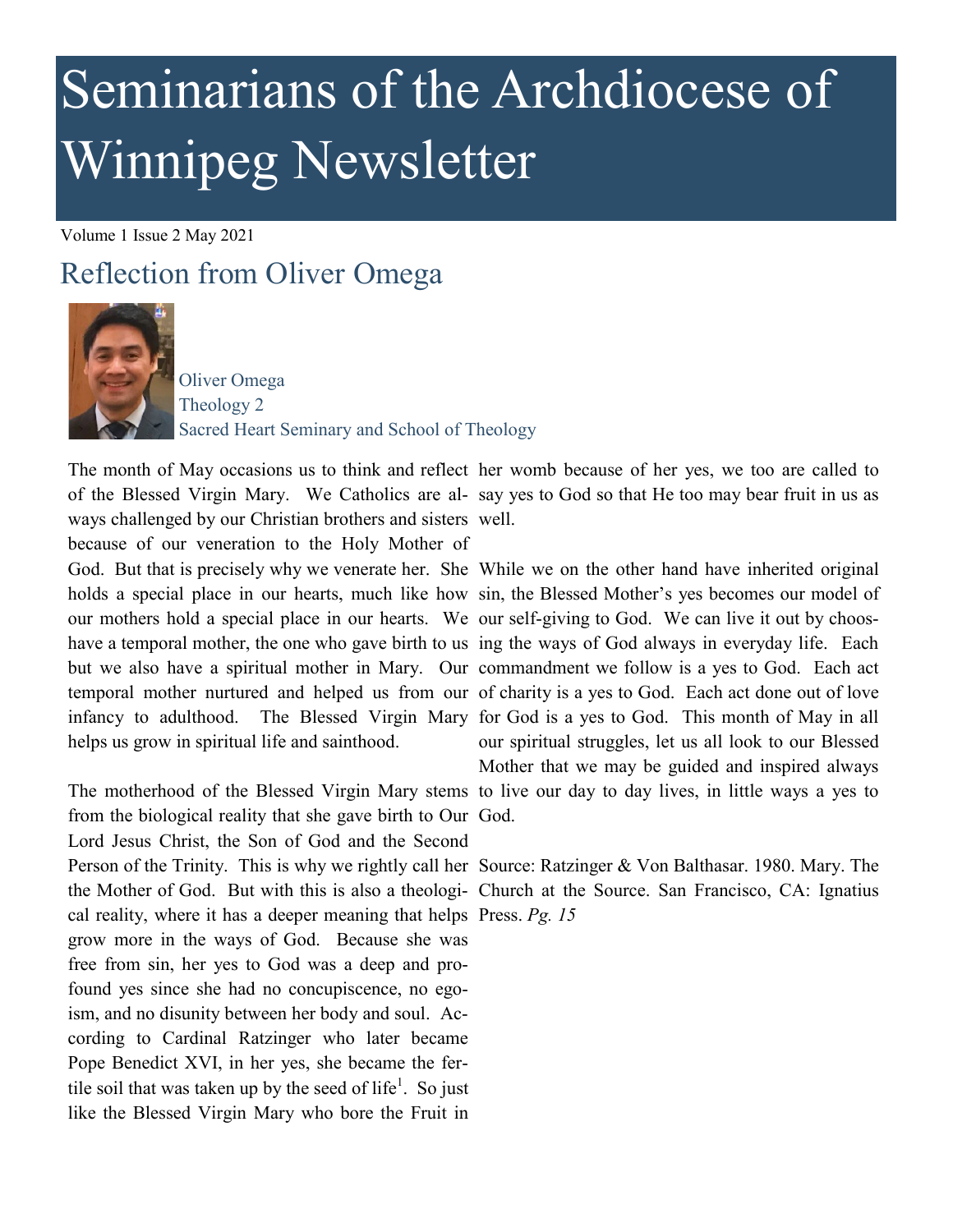# Seminarians of the Archdiocese of Winnipeg Newsletter

Volume 1 Issue 2 May 2021

## Reflection from Oliver Omega

Oliver Omega
Theology 2
Sacred Heart Seminary and School of Theology

The month of May occasions us to think and reflect of the Blessed Virgin Mary. We Catholics are always challenged by our Christian brothers and sisters because of our veneration to the Holy Mother of God. But that is precisely why we venerate her. She holds a special place in our hearts, much like how our mothers hold a special place in our hearts. We have a temporal mother, the one who gave birth to us but we also have a spiritual mother in Mary. Our temporal mother nurtured and helped us from our infancy to adulthood. The Blessed Virgin Mary helps us grow in spiritual life and sainthood.

The motherhood of the Blessed Virgin Mary stems from the biological reality that she gave birth to Our Lord Jesus Christ, the Son of God and the Second Person of the Trinity. This is why we rightly call her the Mother of God. But with this is also a theological reality, where it has a deeper meaning that helps grow more in the ways of God. Because she was free from sin, her yes to God was a deep and profound yes since she had no concupiscence, no egoism, and no disunity between her body and soul. According to Cardinal Ratzinger who later became Pope Benedict XVI, in her yes, she became the fertile soil that was taken up by the seed of life[1]. So just like the Blessed Virgin Mary who bore the Fruit in her womb because of her yes, we too are called to say yes to God so that He too may bear fruit in us as well.

While we on the other hand have inherited original sin, the Blessed Mother's yes becomes our model of our self-giving to God. We can live it out by choosing the ways of God always in everyday life. Each commandment we follow is a yes to God. Each act of charity is a yes to God. Each act done out of love for God is a yes to God. This month of May in all our spiritual struggles, let us all look to our Blessed Mother that we may be guided and inspired always to live our day to day lives, in little ways a yes to God.

Source: Ratzinger & Von Balthasar. 1980. Mary. The Church at the Source. San Francisco, CA: Ignatius Press. *Pg. 15*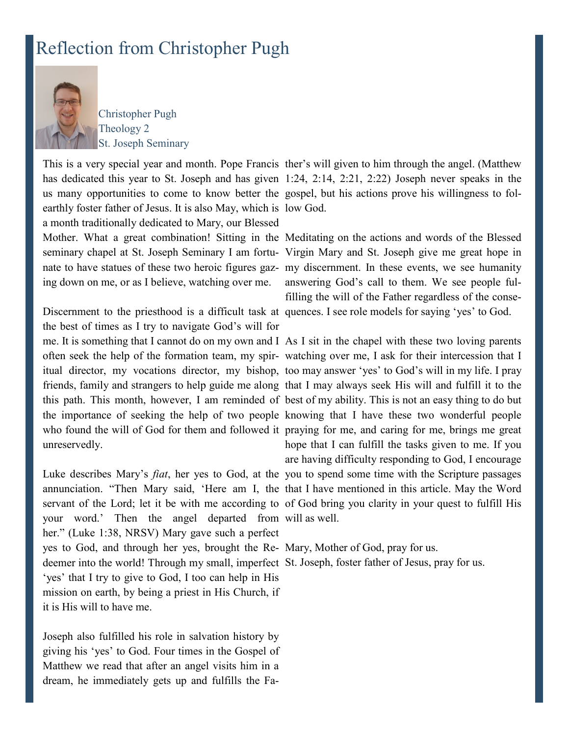# Reflection from Christopher Pugh

Christopher Pugh
Theology 2
St. Joseph Seminary

This is a very special year and month. Pope Francis has dedicated this year to St. Joseph and has given us many opportunities to come to know better the earthly foster father of Jesus. It is also May, which is a month traditionally dedicated to Mary, our Blessed Mother. What a great combination! Sitting in the seminary chapel at St. Joseph Seminary I am fortunate to have statues of these two heroic figures gazing down on me, or as I believe, watching over me.

Discernment to the priesthood is a difficult task at the best of times as I try to navigate God's will for me. It is something that I cannot do on my own and I often seek the help of the formation team, my spiritual director, my vocations director, my bishop, friends, family and strangers to help guide me along this path. This month, however, I am reminded of the importance of seeking the help of two people who found the will of God for them and followed it unreservedly.

Luke describes Mary's *fiat*, her yes to God, at the annunciation. "Then Mary said, 'Here am I, the servant of the Lord; let it be with me according to your word.' Then the angel departed from her." (Luke 1:38, NRSV) Mary gave such a perfect yes to God, and through her yes, brought the Redeemer into the world! Through my small, imperfect 'yes' that I try to give to God, I too can help in His mission on earth, by being a priest in His Church, if it is His will to have me.

Joseph also fulfilled his role in salvation history by giving his 'yes' to God. Four times in the Gospel of Matthew we read that after an angel visits him in a dream, he immediately gets up and fulfills the Father's will given to him through the angel. (Matthew 1:24, 2:14, 2:21, 2:22) Joseph never speaks in the gospel, but his actions prove his willingness to follow God.

Meditating on the actions and words of the Blessed Virgin Mary and St. Joseph give me great hope in my discernment. In these events, we see humanity answering God's call to them. We see people fulfilling the will of the Father regardless of the consequences. I see role models for saying 'yes' to God.

As I sit in the chapel with these two loving parents watching over me, I ask for their intercession that I too may answer 'yes' to God's will in my life. I pray that I may always seek His will and fulfill it to the best of my ability. This is not an easy thing to do but knowing that I have these two wonderful people praying for me, and caring for me, brings me great hope that I can fulfill the tasks given to me. If you are having difficulty responding to God, I encourage you to spend some time with the Scripture passages that I have mentioned in this article. May the Word of God bring you clarity in your quest to fulfill His will as well.

Mary, Mother of God, pray for us.
St. Joseph, foster father of Jesus, pray for us.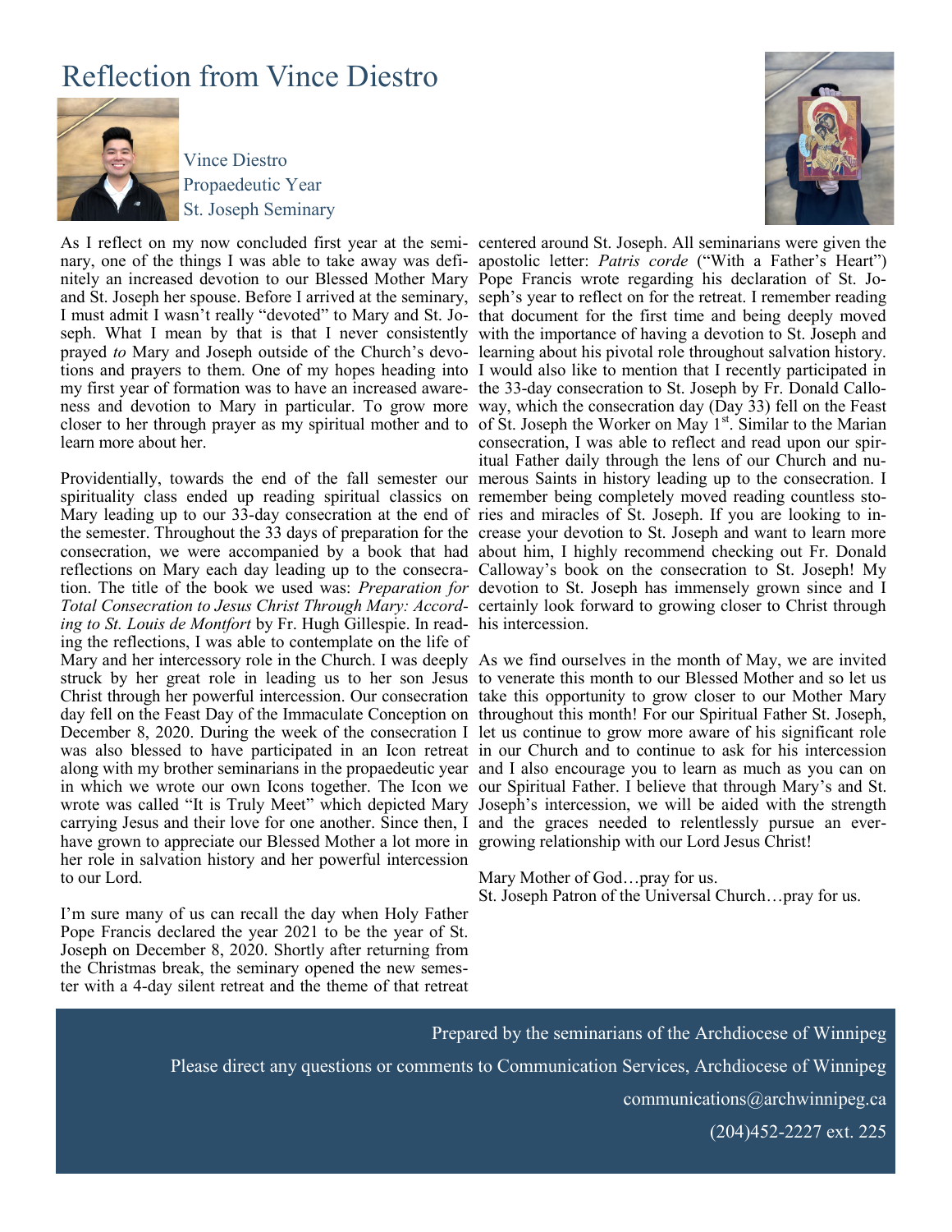# Reflection from Vince Diestro

Vince Diestro
Propaedeutic Year
St. Joseph Seminary

As I reflect on my now concluded first year at the seminary, one of the things I was able to take away was definitely an increased devotion to our Blessed Mother Mary and St. Joseph her spouse. Before I arrived at the seminary, I must admit I wasn't really "devoted" to Mary and St. Joseph. What I mean by that is that I never consistently prayed *to* Mary and Joseph outside of the Church's devotions and prayers to them. One of my hopes heading into my first year of formation was to have an increased awareness and devotion to Mary in particular. To grow more closer to her through prayer as my spiritual mother and to learn more about her.

Providentially, towards the end of the fall semester our spirituality class ended up reading spiritual classics on Mary leading up to our 33-day consecration at the end of the semester. Throughout the 33 days of preparation for the consecration, we were accompanied by a book that had reflections on Mary each day leading up to the consecration. The title of the book we used was: *Preparation for Total Consecration to Jesus Christ Through Mary: According to St. Louis de Montfort* by Fr. Hugh Gillespie. In reading the reflections, I was able to contemplate on the life of Mary and her intercessory role in the Church. I was deeply struck by her great role in leading us to her son Jesus Christ through her powerful intercession. Our consecration day fell on the Feast Day of the Immaculate Conception on December 8, 2020. During the week of the consecration I was also blessed to have participated in an Icon retreat along with my brother seminarians in the propaedeutic year in which we wrote our own Icons together. The Icon we wrote was called "It is Truly Meet" which depicted Mary carrying Jesus and their love for one another. Since then, I have grown to appreciate our Blessed Mother a lot more in her role in salvation history and her powerful intercession to our Lord.

I'm sure many of us can recall the day when Holy Father Pope Francis declared the year 2021 to be the year of St. Joseph on December 8, 2020. Shortly after returning from the Christmas break, the seminary opened the new semester with a 4-day silent retreat and the theme of that retreat centered around St. Joseph. All seminarians were given the apostolic letter: *Patris corde* ("With a Father's Heart") Pope Francis wrote regarding his declaration of St. Joseph's year to reflect on for the retreat. I remember reading that document for the first time and being deeply moved with the importance of having a devotion to St. Joseph and learning about his pivotal role throughout salvation history. I would also like to mention that I recently participated in the 33-day consecration to St. Joseph by Fr. Donald Calloway, which the consecration day (Day 33) fell on the Feast of St. Joseph the Worker on May 1st. Similar to the Marian consecration, I was able to reflect and read upon our spiritual Father daily through the lens of our Church and numerous Saints in history leading up to the consecration. I remember being completely moved reading countless stories and miracles of St. Joseph. If you are looking to increase your devotion to St. Joseph and want to learn more about him, I highly recommend checking out Fr. Donald Calloway's book on the consecration to St. Joseph! My devotion to St. Joseph has immensely grown since and I certainly look forward to growing closer to Christ through his intercession.

As we find ourselves in the month of May, we are invited to venerate this month to our Blessed Mother and so let us take this opportunity to grow closer to our Mother Mary throughout this month! For our Spiritual Father St. Joseph, let us continue to grow more aware of his significant role in our Church and to continue to ask for his intercession and I also encourage you to learn as much as you can on our Spiritual Father. I believe that through Mary's and St. Joseph's intercession, we will be aided with the strength and the graces needed to relentlessly pursue an ever-growing relationship with our Lord Jesus Christ!

Mary Mother of God…pray for us.
St. Joseph Patron of the Universal Church…pray for us.

Prepared by the seminarians of the Archdiocese of Winnipeg

Please direct any questions or comments to Communication Services, Archdiocese of Winnipeg

communications@archwinnipeg.ca

(204)452-2227 ext. 225